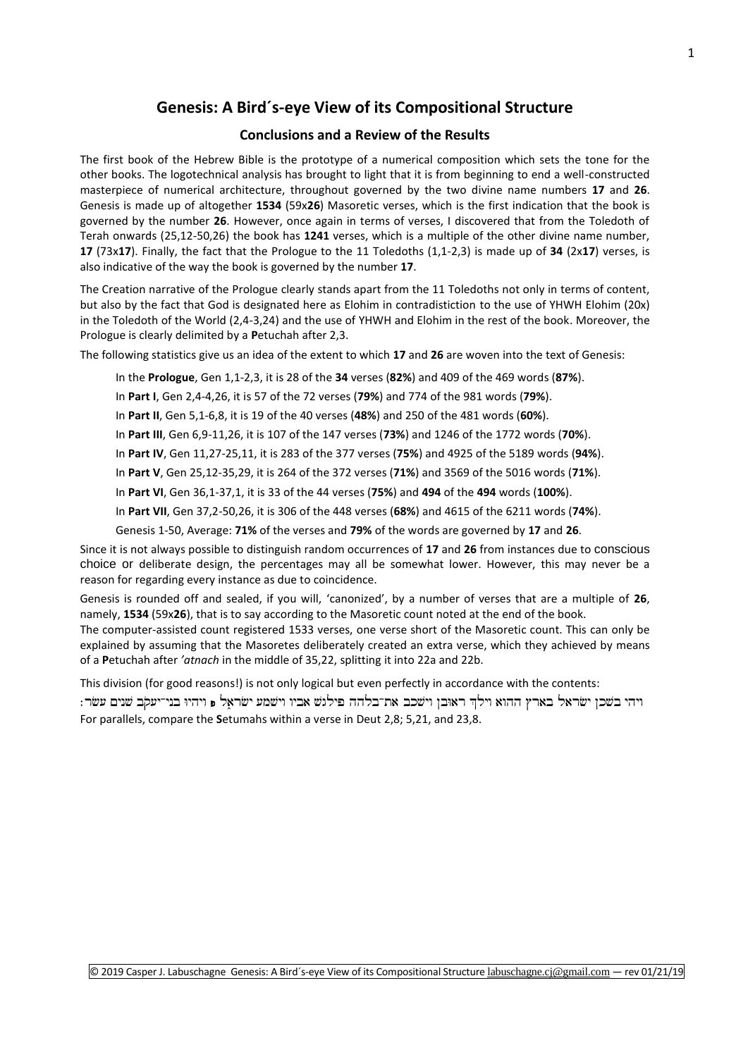# Genesis: A Bird´s-eye View of its Compositional Structure

## Conclusions and a Review of the Results

The first book of the Hebrew Bible is the prototype of a numerical composition which sets the tone for the other books. The logotechnical analysis has brought to light that it is from beginning to end a well-constructed masterpiece of numerical architecture, throughout governed by the two divine name numbers **17** and **26**. Genesis is made up of altogether **1534** (59x**26**) Masoretic verses, which is the first indication that the book is governed by the number **26**. However, once again in terms of verses, I discovered that from the Toledoth of Terah onwards (25,12-50,26) the book has **1241** verses, which is a multiple of the other divine name number, **17** (73x**17**). Finally, the fact that the Prologue to the 11 Toledoths (1,1-2,3) is made up of **34** (2x**17**) verses, is also indicative of the way the book is governed by the number **17**.

The Creation narrative of the Prologue clearly stands apart from the 11 Toledoths not only in terms of content, but also by the fact that God is designated here as Elohim in contradistiction to the use of YHWH Elohim (20x) in the Toledoth of the World (2,4-3,24) and the use of YHWH and Elohim in the rest of the book. Moreover, the Prologue is clearly delimited by a **P**etuchah after 2,3.

The following statistics give us an idea of the extent to which **17** and **26** are woven into the text of Genesis:

In the **Prologue**, Gen 1,1-2,3, it is 28 of the **34** verses (**82%**) and 409 of the 469 words (**87%**).

In **Part I**, Gen 2,4-4,26, it is 57 of the 72 verses (**79%**) and 774 of the 981 words (**79%**).

In **Part II**, Gen 5,1-6,8, it is 19 of the 40 verses (**48%**) and 250 of the 481 words (**60%**).

In **Part III**, Gen 6,9-11,26, it is 107 of the 147 verses (**73%**) and 1246 of the 1772 words (**70%**).

In **Part IV**, Gen 11,27-25,11, it is 283 of the 377 verses (**75%**) and 4925 of the 5189 words (**94%**).

In **Part V**, Gen 25,12-35,29, it is 264 of the 372 verses (**71%**) and 3569 of the 5016 words (**71%**).

In **Part VI**, Gen 36,1-37,1, it is 33 of the 44 verses (**75%**) and **494** of the **494** words (**100%**).

In **Part VII**, Gen 37,2-50,26, it is 306 of the 448 verses (**68%**) and 4615 of the 6211 words (**74%**).

Genesis 1-50, Average: **71%** of the verses and **79%** of the words are governed by **17** and **26**.

Since it is not always possible to distinguish random occurrences of **17** and **26** from instances due to conscious choice or deliberate design, the percentages may all be somewhat lower. However, this may never be a reason for regarding every instance as due to coincidence.

Genesis is rounded off and sealed, if you will, 'canonized', by a number of verses that are a multiple of **26**, namely, **1534** (59x**26**), that is to say according to the Masoretic count noted at the end of the book.
The computer-assisted count registered 1533 verses, one verse short of the Masoretic count. This can only be explained by assuming that the Masoretes deliberately created an extra verse, which they achieved by means of a **P**etuchah after *'atnach* in the middle of 35,22, splitting it into 22a and 22b.

This division (for good reasons!) is not only logical but even perfectly in accordance with the contents:

ויהי בשכן ישראל בארץ ההוא וילך ראובן וישכב את־בלהה פילגש אביו וישמע ישראל פ ויהיו בני־יעקב שנים עשר׃

For parallels, compare the **S**etumahs within a verse in Deut 2,8; 5,21, and 23,8.

© 2019 Casper J. Labuschagne Genesis: A Bird´s-eye View of its Compositional Structure labuschagne.cj@gmail.com — rev 01/21/19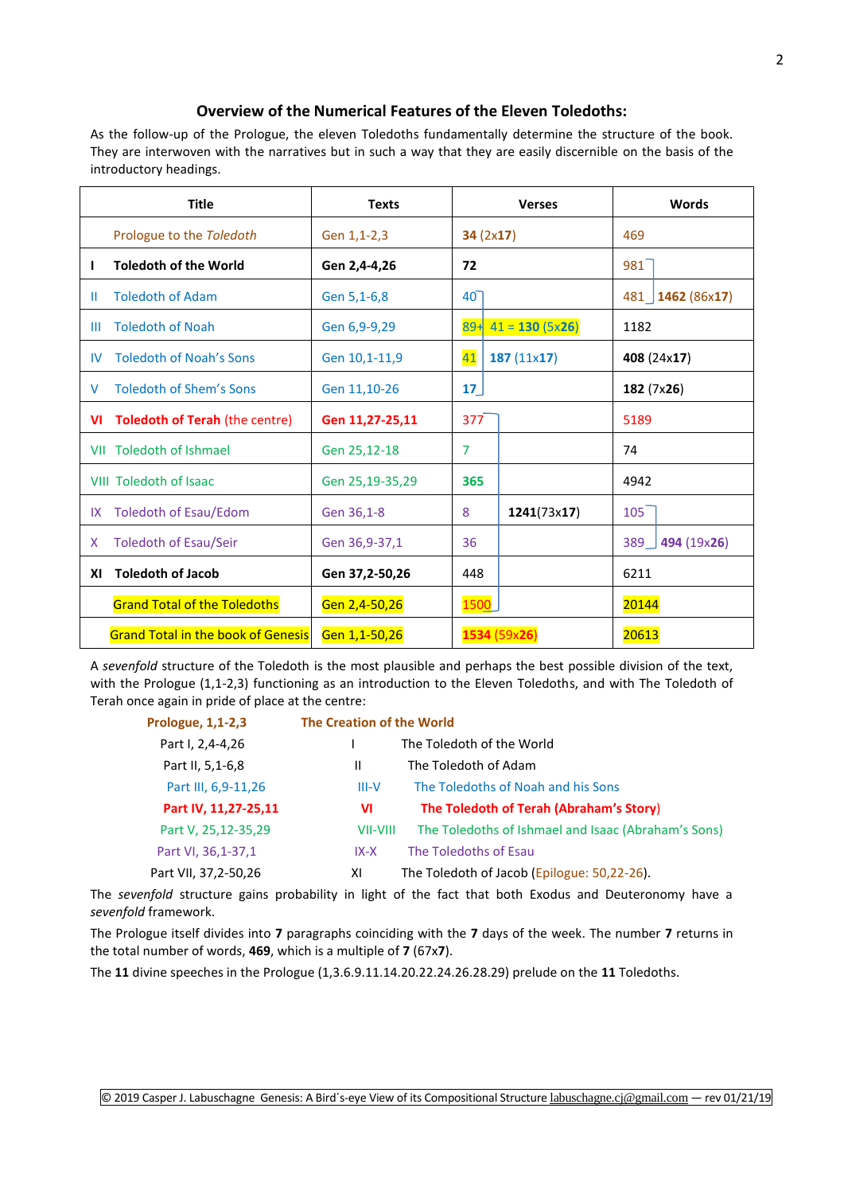### Overview of the Numerical Features of the Eleven Toledoths:

As the follow-up of the Prologue, the eleven Toledoths fundamentally determine the structure of the book. They are interwoven with the narratives but in such a way that they are easily discernible on the basis of the introductory headings.

| Title | Texts | Verses | | Words | |
|---|---|---|---|---|---|
| Prologue to the *Toledoth* | Gen 1,1-2,3 | **34** (2x**17**) | | 469 | |
| **I Toledoth of the World** | **Gen 2,4-4,26** | **72** | | 981 | **1462** (86x**17**) |
| II Toledoth of Adam | Gen 5,1-6,8 | 40 | | 481 | |
| III Toledoth of Noah | Gen 6,9-9,29 | 89+ 41 = **130** (5x**26**) | | 1182 | |
| IV Toledoth of Noah's Sons | Gen 10,1-11,9 | 41 | **187** (11x**17**) | **408** (24x**17**) | |
| V Toledoth of Shem's Sons | Gen 11,10-26 | **17** | | **182** (7x**26**) | |
| **VI Toledoth of Terah** (the centre) | **Gen 11,27-25,11** | 377 | | 5189 | |
| VII Toledoth of Ishmael | Gen 25,12-18 | 7 | | 74 | |
| VIII Toledoth of Isaac | Gen 25,19-35,29 | **365** | | 4942 | |
| IX Toledoth of Esau/Edom | Gen 36,1-8 | 8 | **1241**(73x**17**) | 105 | **494** (19x**26**) |
| X Toledoth of Esau/Seir | Gen 36,9-37,1 | 36 | | 389 | |
| **XI Toledoth of Jacob** | **Gen 37,2-50,26** | 448 | | 6211 | |
| Grand Total of the Toledoths | Gen 2,4-50,26 | 1500 | | 20144 | |
| Grand Total in the book of Genesis | Gen 1,1-50,26 | **1534** (59x**26**) | | 20613 | |

A *sevenfold* structure of the Toledoth is the most plausible and perhaps the best possible division of the text, with the Prologue (1,1-2,3) functioning as an introduction to the Eleven Toledoths, and with The Toledoth of Terah once again in pride of place at the centre:

**Prologue, 1,1-2,3** — **The Creation of the World**

- Part I, 2,4-4,26 — I — The Toledoth of the World
- Part II, 5,1-6,8 — II — The Toledoth of Adam
- Part III, 6,9-11,26 — III-V — The Toledoths of Noah and his Sons
- **Part IV, 11,27-25,11** — **VI** — **The Toledoth of Terah (Abraham's Story)**
- Part V, 25,12-35,29 — VII-VIII — The Toledoths of Ishmael and Isaac (Abraham's Sons)
- Part VI, 36,1-37,1 — IX-X — The Toledoths of Esau
- Part VII, 37,2-50,26 — XI — The Toledoth of Jacob (Epilogue: 50,22-26).

The *sevenfold* structure gains probability in light of the fact that both Exodus and Deuteronomy have a *sevenfold* framework.

The Prologue itself divides into **7** paragraphs coinciding with the **7** days of the week. The number **7** returns in the total number of words, **469**, which is a multiple of **7** (67x**7**).

The **11** divine speeches in the Prologue (1,3.6.9.11.14.20.22.24.26.28.29) prelude on the **11** Toledoths.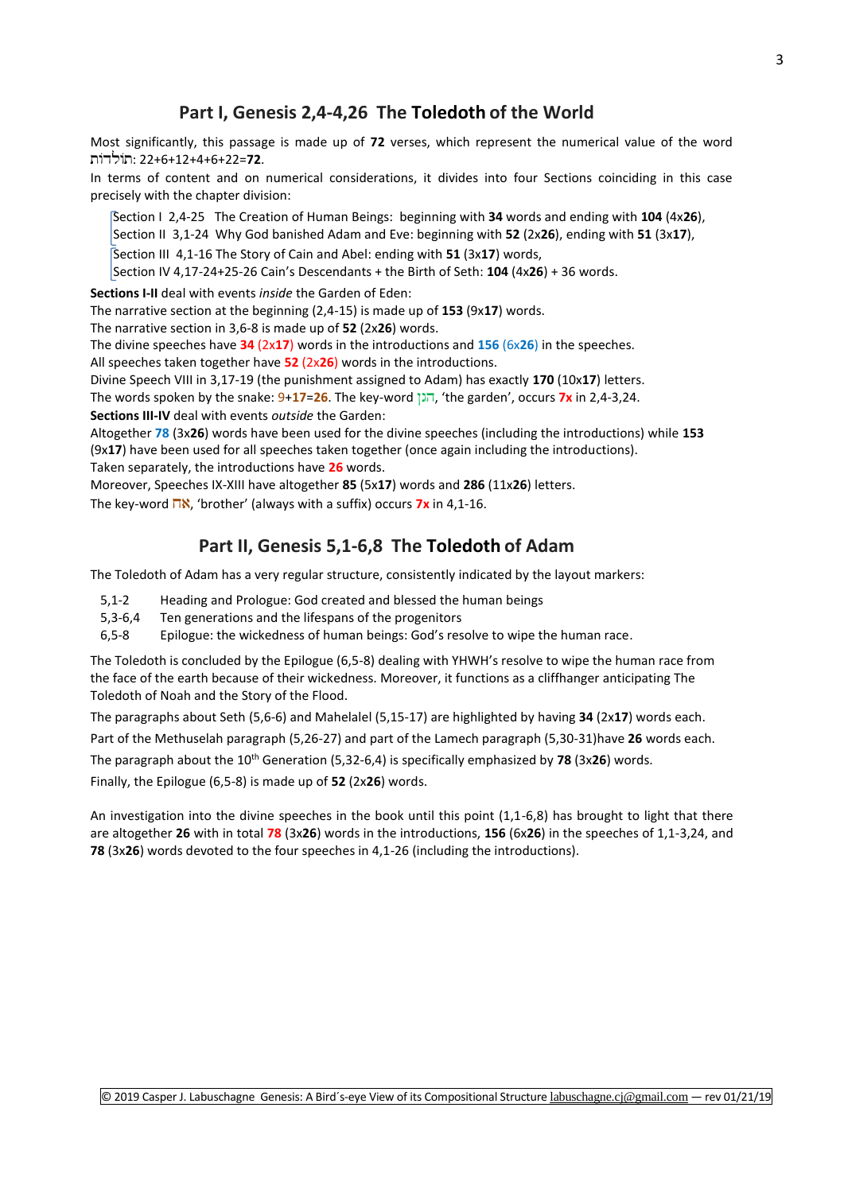## Part I, Genesis 2,4-4,26 The **Toledoth** of the World

Most significantly, this passage is made up of **72** verses, which represent the numerical value of the word תולדות: 22+6+12+4+6+22=**72**.

In terms of content and on numerical considerations, it divides into four Sections coinciding in this case precisely with the chapter division:

Section I 2,4-25 The Creation of Human Beings: beginning with **34** words and ending with **104** (4x**26**),
Section II 3,1-24 Why God banished Adam and Eve: beginning with **52** (2x**26**), ending with **51** (3x**17**),
Section III 4,1-16 The Story of Cain and Abel: ending with **51** (3x**17**) words,
Section IV 4,17-24+25-26 Cain's Descendants + the Birth of Seth: **104** (4x**26**) + 36 words.

**Sections I-II** deal with events *inside* the Garden of Eden:
The narrative section at the beginning (2,4-15) is made up of **153** (9x**17**) words.
The narrative section in 3,6-8 is made up of **52** (2x**26**) words.
The divine speeches have **34** (2x**17**) words in the introductions and **156** (6x**26**) in the speeches.
All speeches taken together have **52** (2x**26**) words in the introductions.
Divine Speech VIII in 3,17-19 (the punishment assigned to Adam) has exactly **170** (10x**17**) letters.
The words spoken by the snake: 9+**17**=**26**. The key-word הגן, 'the garden', occurs **7x** in 2,4-3,24.
**Sections III-IV** deal with events *outside* the Garden:
Altogether **78** (3x**26**) words have been used for the divine speeches (including the introductions) while **153** (9x**17**) have been used for all speeches taken together (once again including the introductions).
Taken separately, the introductions have **26** words.
Moreover, Speeches IX-XIII have altogether **85** (5x**17**) words and **286** (11x**26**) letters.
The key-word אח, 'brother' (always with a suffix) occurs **7x** in 4,1-16.

## Part II, Genesis 5,1-6,8 The **Toledoth** of Adam

The Toledoth of Adam has a very regular structure, consistently indicated by the layout markers:

- 5,1-2 Heading and Prologue: God created and blessed the human beings
- 5,3-6,4 Ten generations and the lifespans of the progenitors
- 6,5-8 Epilogue: the wickedness of human beings: God's resolve to wipe the human race.

The Toledoth is concluded by the Epilogue (6,5-8) dealing with YHWH's resolve to wipe the human race from the face of the earth because of their wickedness. Moreover, it functions as a cliffhanger anticipating The Toledoth of Noah and the Story of the Flood.

The paragraphs about Seth (5,6-6) and Mahelalel (5,15-17) are highlighted by having **34** (2x**17**) words each.

Part of the Methuselah paragraph (5,26-27) and part of the Lamech paragraph (5,30-31)have **26** words each.

The paragraph about the 10th Generation (5,32-6,4) is specifically emphasized by **78** (3x**26**) words.

Finally, the Epilogue (6,5-8) is made up of **52** (2x**26**) words.

An investigation into the divine speeches in the book until this point (1,1-6,8) has brought to light that there are altogether **26** with in total **78** (3x**26**) words in the introductions, **156** (6x**26**) in the speeches of 1,1-3,24, and **78** (3x**26**) words devoted to the four speeches in 4,1-26 (including the introductions).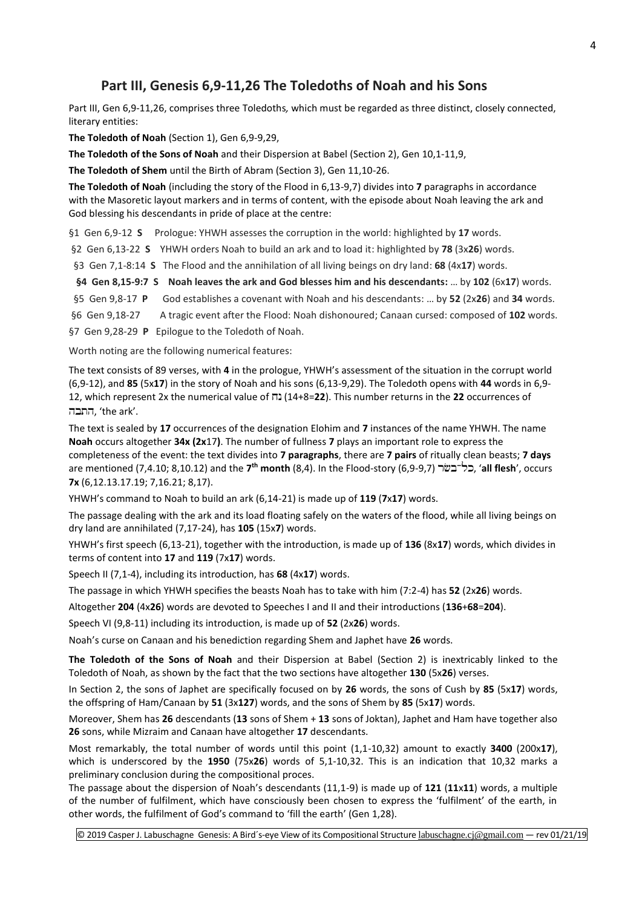## Part III, Genesis 6,9-11,26 The Toledoths of Noah and his Sons

Part III, Gen 6,9-11,26, comprises three Toledoths*,* which must be regarded as three distinct, closely connected, literary entities:

**The Toledoth of Noah** (Section 1), Gen 6,9-9,29,

**The Toledoth of the Sons of Noah** and their Dispersion at Babel (Section 2), Gen 10,1-11,9,

**The Toledoth of Shem** until the Birth of Abram (Section 3), Gen 11,10-26.

**The Toledoth of Noah** (including the story of the Flood in 6,13-9,7) divides into **7** paragraphs in accordance with the Masoretic layout markers and in terms of content, with the episode about Noah leaving the ark and God blessing his descendants in pride of place at the centre:

§1 Gen 6,9-12 **S** Prologue: YHWH assesses the corruption in the world: highlighted by **17** words.

§2 Gen 6,13-22 **S** YHWH orders Noah to build an ark and to load it: highlighted by **78** (3x**26**) words.

§3 Gen 7,1-8:14 **S** The Flood and the annihilation of all living beings on dry land: **68** (4x**17**) words.

**§4 Gen 8,15-9:7 S Noah leaves the ark and God blesses him and his descendants:** … by **102** (6x**17**) words.

§5 Gen 9,8-17 **P** God establishes a covenant with Noah and his descendants: … by **52** (2x**26**) and **34** words.

§6 Gen 9,18-27 A tragic event after the Flood: Noah dishonoured; Canaan cursed: composed of **102** words.

§7 Gen 9,28-29 **P** Epilogue to the Toledoth of Noah.

Worth noting are the following numerical features:

The text consists of 89 verses, with **4** in the prologue, YHWH's assessment of the situation in the corrupt world (6,9-12), and **85** (5x**17**) in the story of Noah and his sons (6,13-9,29). The Toledoth opens with **44** words in 6,9-12, which represent 2x the numerical value of נח (14+8=**22**). This number returns in the **22** occurrences of התבה, 'the ark'.

The text is sealed by **17** occurrences of the designation Elohim and **7** instances of the name YHWH. The name **Noah** occurs altogether **34x (2x**17**)**. The number of fullness **7** plays an important role to express the completeness of the event: the text divides into **7 paragraphs**, there are **7 pairs** of ritually clean beasts; **7 days** are mentioned (7,4.10; 8,10.12) and the **7th month** (8,4). In the Flood-story (6,9-9,7) כל־בשׂר, '**all flesh**', occurs **7x** (6,12.13.17.19; 7,16.21; 8,17).

YHWH's command to Noah to build an ark (6,14-21) is made up of **119** (**7**x**17**) words.

The passage dealing with the ark and its load floating safely on the waters of the flood, while all living beings on dry land are annihilated (7,17-24), has **105** (15x**7**) words.

YHWH's first speech (6,13-21), together with the introduction, is made up of **136** (8x**17**) words, which divides in terms of content into **17** and **119** (7x**17**) words.

Speech II (7,1-4), including its introduction, has **68** (4x**17**) words.

The passage in which YHWH specifies the beasts Noah has to take with him (7:2-4) has **52** (2x**26**) words.

Altogether **204** (4x**26**) words are devoted to Speeches I and II and their introductions (**136**+**68**=**204**).

Speech VI (9,8-11) including its introduction, is made up of **52** (2x**26**) words.

Noah's curse on Canaan and his benediction regarding Shem and Japhet have **26** words.

**The Toledoth of the Sons of Noah** and their Dispersion at Babel (Section 2) is inextricably linked to the Toledoth of Noah, as shown by the fact that the two sections have altogether **130** (5x**26**) verses.

In Section 2, the sons of Japhet are specifically focused on by **26** words, the sons of Cush by **85** (5x**17**) words, the offspring of Ham/Canaan by **51** (3x**127**) words, and the sons of Shem by **85** (5x**17**) words.

Moreover, Shem has **26** descendants (**13** sons of Shem + **13** sons of Joktan), Japhet and Ham have together also **26** sons, while Mizraim and Canaan have altogether **17** descendants.

Most remarkably, the total number of words until this point (1,1-10,32) amount to exactly **3400** (200x**17**), which is underscored by the **1950** (75x**26**) words of 5,1-10,32. This is an indication that 10,32 marks a preliminary conclusion during the compositional proces.

The passage about the dispersion of Noah's descendants (11,1-9) is made up of **121** (**11**x**11**) words, a multiple of the number of fulfilment, which have consciously been chosen to express the 'fulfilment' of the earth, in other words, the fulfilment of God's command to 'fill the earth' (Gen 1,28).

© 2019 Casper J. Labuschagne Genesis: A Bird´s-eye View of its Compositional Structure labuschagne.cj@gmail.com — rev 01/21/19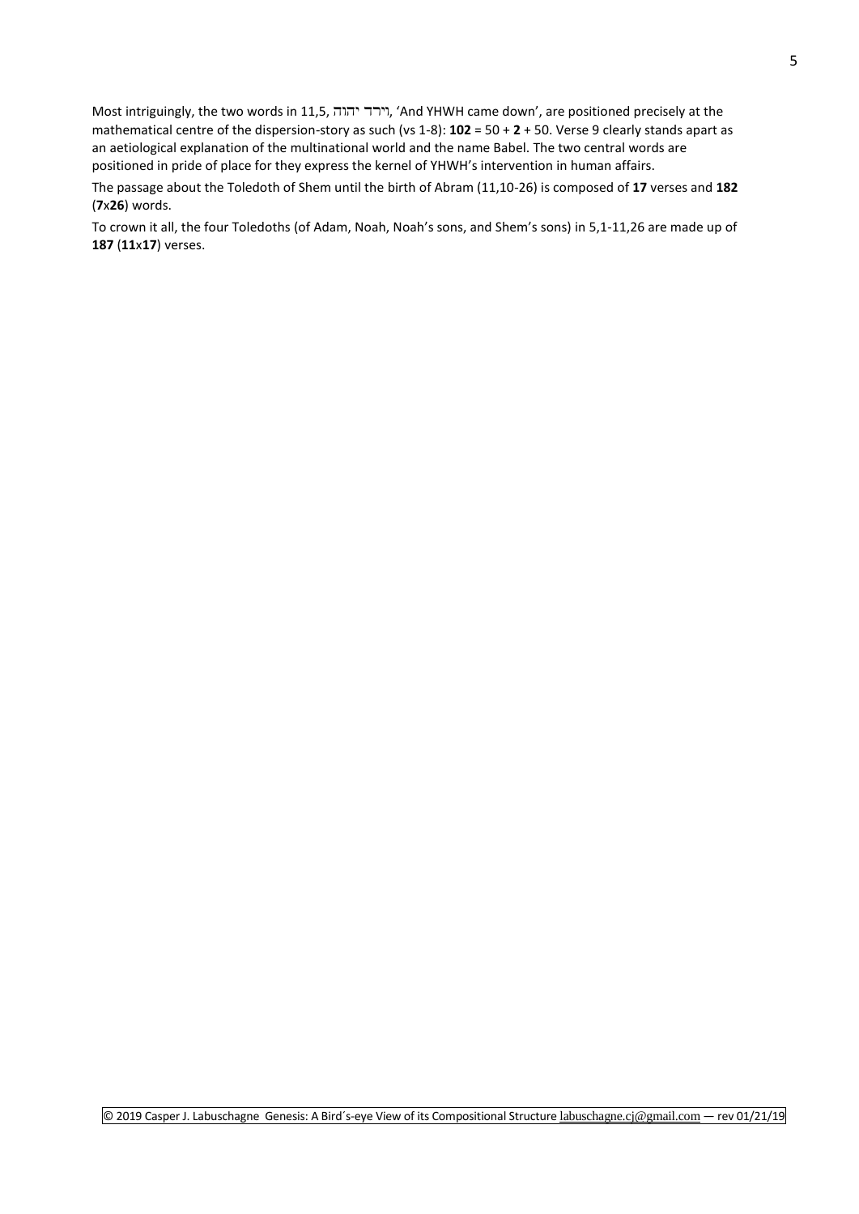Most intriguingly, the two words in 11,5, וירד יהוה, 'And YHWH came down', are positioned precisely at the mathematical centre of the dispersion-story as such (vs 1-8): **102** = 50 + **2** + 50. Verse 9 clearly stands apart as an aetiological explanation of the multinational world and the name Babel. The two central words are positioned in pride of place for they express the kernel of YHWH's intervention in human affairs.

The passage about the Toledoth of Shem until the birth of Abram (11,10-26) is composed of **17** verses and **182** (**7**x**26**) words.

To crown it all, the four Toledoths (of Adam, Noah, Noah's sons, and Shem's sons) in 5,1-11,26 are made up of **187** (**11**x**17**) verses.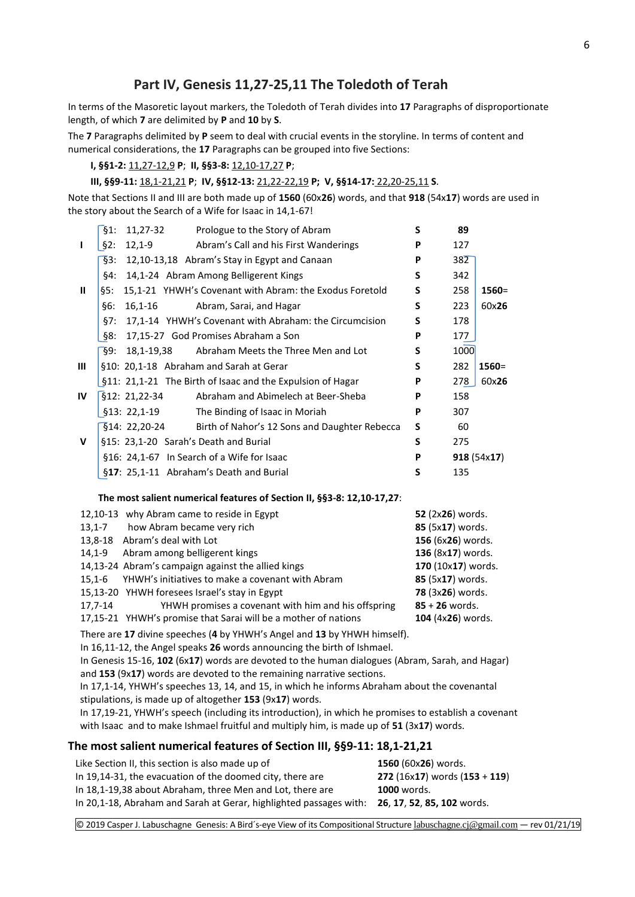## Part IV, Genesis 11,27-25,11 The Toledoth of Terah

In terms of the Masoretic layout markers, the Toledoth of Terah divides into **17** Paragraphs of disproportionate length, of which **7** are delimited by **P** and **10** by **S**.

The **7** Paragraphs delimited by **P** seem to deal with crucial events in the storyline. In terms of content and numerical considerations, the **17** Paragraphs can be grouped into five Sections:

**I, §§1-2:** 11,27-12,9 **P**; **II, §§3-8:** 12,10-17,27 **P**;

**III, §§9-11:** 18,1-21,21 **P**; **IV, §§12-13:** 21,22-22,19 **P; V, §§14-17:** 22,20-25,11 **S**.

Note that Sections II and III are both made up of **1560** (60x**26**) words, and that **918** (54x**17**) words are used in the story about the Search of a Wife for Isaac in 14,1-67!

| Section | § | Passage | Content | Marker | Words | Total |
|---|---|---|---|---|---|---|
| I | §1: | 11,27-32 | Prologue to the Story of Abram | S | **89** | |
| | §2: | 12,1-9 | Abram's Call and his First Wanderings | P | 127 | |
| II | §3: | 12,10-13,18 | Abram's Stay in Egypt and Canaan | P | 382 | |
| | §4: | 14,1-24 | Abram Among Belligerent Kings | S | 342 | |
| | §5: | 15,1-21 | YHWH's Covenant with Abram: the Exodus Foretold | S | 258 | **1560**= |
| | §6: | 16,1-16 | Abram, Sarai, and Hagar | S | 223 | 60x**26** |
| | §7: | 17,1-14 | YHWH's Covenant with Abraham: the Circumcision | S | 178 | |
| | §8: | 17,15-27 | God Promises Abraham a Son | P | 177 | |
| III | §9: | 18,1-19,38 | Abraham Meets the Three Men and Lot | S | 1000 | |
| | §10: | 20,1-18 | Abraham and Sarah at Gerar | S | 282 | **1560**= |
| | §11: | 21,1-21 | The Birth of Isaac and the Expulsion of Hagar | P | 278 | 60x**26** |
| IV | §12: | 21,22-34 | Abraham and Abimelech at Beer-Sheba | P | 158 | |
| | §13: | 22,1-19 | The Binding of Isaac in Moriah | P | 307 | |
| V | §14: | 22,20-24 | Birth of Nahor's 12 Sons and Daughter Rebecca | S | 60 | |
| | §15: | 23,1-20 | Sarah's Death and Burial | S | 275 | |
| | §16: | 24,1-67 | In Search of a Wife for Isaac | P | **918** (54x**17**) | |
| | §**17**: | 25,1-11 | Abraham's Death and Burial | S | 135 | |

**The most salient numerical features of Section II, §§3-8: 12,10-17,27**:

| Passage | Content | Words |
|---|---|---|
| 12,10-13 | why Abram came to reside in Egypt | **52** (2x**26**) words. |
| 13,1-7 | how Abram became very rich | **85** (5x**17**) words. |
| 13,8-18 | Abram's deal with Lot | **156** (6x**26**) words. |
| 14,1-9 | Abram among belligerent kings | **136** (8x**17**) words. |
| 14,13-24 | Abram's campaign against the allied kings | **170** (10x**17**) words. |
| 15,1-6 | YHWH's initiatives to make a covenant with Abram | **85** (5x**17**) words. |
| 15,13-20 | YHWH foresees Israel's stay in Egypt | **78** (3x**26**) words. |
| 17,7-14 | YHWH promises a covenant with him and his offspring | **85** + **26** words. |
| 17,15-21 | YHWH's promise that Sarai will be a mother of nations | **104** (4x**26**) words. |

There are **17** divine speeches (**4** by YHWH's Angel and **13** by YHWH himself).

In 16,11-12, the Angel speaks **26** words announcing the birth of Ishmael.

In Genesis 15-16, **102** (6x**17**) words are devoted to the human dialogues (Abram, Sarah, and Hagar) and **153** (9x**17**) words are devoted to the remaining narrative sections.

In 17,1-14, YHWH's speeches 13, 14, and 15, in which he informs Abraham about the covenantal stipulations, is made up of altogether **153** (9x**17**) words.

In 17,19-21, YHWH's speech (including its introduction), in which he promises to establish a covenant with Isaac and to make Ishmael fruitful and multiply him, is made up of **51** (3x**17**) words.

### The most salient numerical features of Section III, §§9-11: 18,1-21,21

| Feature | Words |
|---|---|
| Like Section II, this section is also made up of | **1560** (60x**26**) words. |
| In 19,14-31, the evacuation of the doomed city, there are | **272** (16x**17**) words (**153** + **119**) |
| In 18,1-19,38 about Abraham, three Men and Lot, there are | **1000** words. |
| In 20,1-18, Abraham and Sarah at Gerar, highlighted passages with: | **26**, **17**, **52**, **85**, **102** words. |

© 2019 Casper J. Labuschagne Genesis: A Bird´s-eye View of its Compositional Structure labuschagne.cj@gmail.com — rev 01/21/19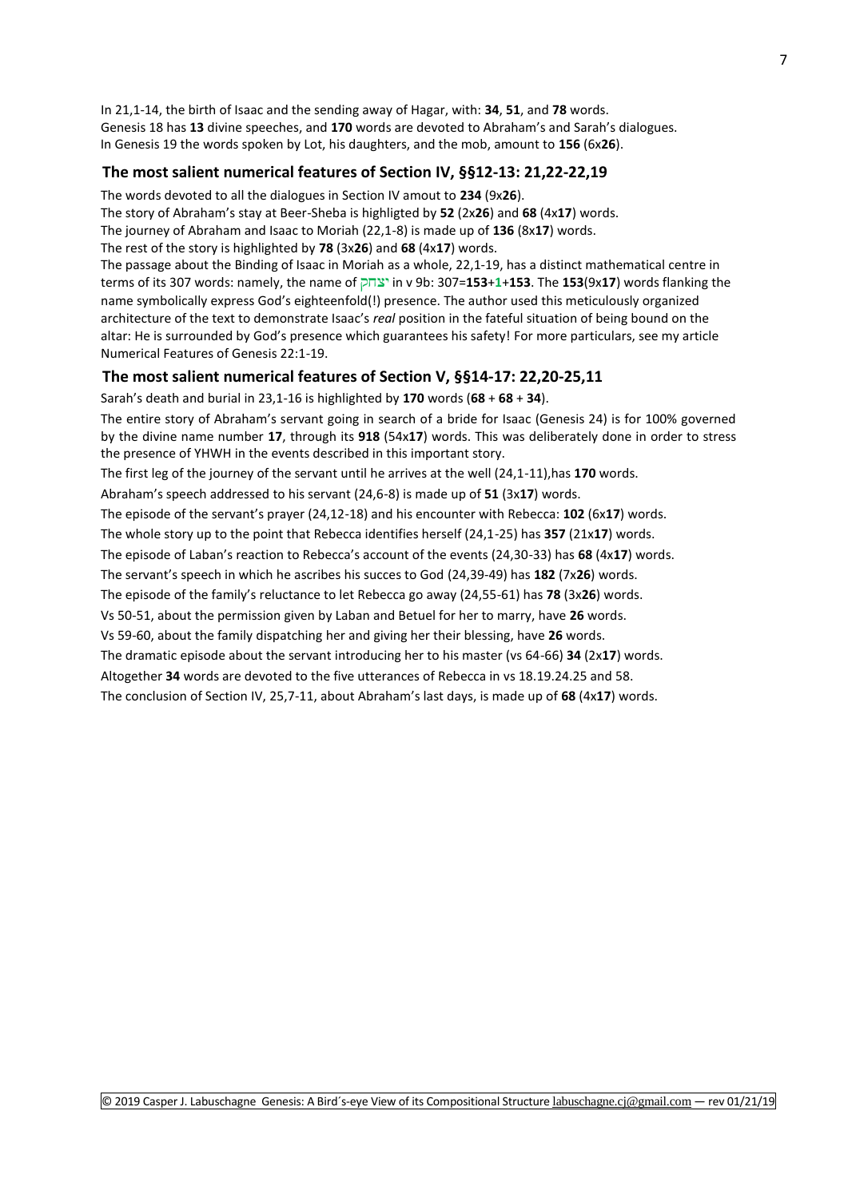In 21,1-14, the birth of Isaac and the sending away of Hagar, with: **34**, **51**, and **78** words.
Genesis 18 has **13** divine speeches, and **170** words are devoted to Abraham's and Sarah's dialogues.
In Genesis 19 the words spoken by Lot, his daughters, and the mob, amount to **156** (6x**26**).

## The most salient numerical features of Section IV, §§12-13: 21,22-22,19

The words devoted to all the dialogues in Section IV amout to **234** (9x**26**).
The story of Abraham's stay at Beer-Sheba is highligted by **52** (2x**26**) and **68** (4x**17**) words.
The journey of Abraham and Isaac to Moriah (22,1-8) is made up of **136** (8x**17**) words.
The rest of the story is highlighted by **78** (3x**26**) and **68** (4x**17**) words.
The passage about the Binding of Isaac in Moriah as a whole, 22,1-19, has a distinct mathematical centre in terms of its 307 words: namely, the name of יצחק in v 9b: 307=**153**+**1**+**153**. The **153**(9x**17**) words flanking the name symbolically express God's eighteenfold(!) presence. The author used this meticulously organized architecture of the text to demonstrate Isaac's *real* position in the fateful situation of being bound on the altar: He is surrounded by God's presence which guarantees his safety! For more particulars, see my article Numerical Features of Genesis 22:1-19.

## The most salient numerical features of Section V, §§14-17: 22,20-25,11

Sarah's death and burial in 23,1-16 is highlighted by **170** words (**68** + **68** + **34**).

The entire story of Abraham's servant going in search of a bride for Isaac (Genesis 24) is for 100% governed by the divine name number **17**, through its **918** (54x**17**) words. This was deliberately done in order to stress the presence of YHWH in the events described in this important story.

The first leg of the journey of the servant until he arrives at the well (24,1-11),has **170** words.

Abraham's speech addressed to his servant (24,6-8) is made up of **51** (3x**17**) words.

The episode of the servant's prayer (24,12-18) and his encounter with Rebecca: **102** (6x**17**) words.

The whole story up to the point that Rebecca identifies herself (24,1-25) has **357** (21x**17**) words.

The episode of Laban's reaction to Rebecca's account of the events (24,30-33) has **68** (4x**17**) words.

The servant's speech in which he ascribes his succes to God (24,39-49) has **182** (7x**26**) words.

The episode of the family's reluctance to let Rebecca go away (24,55-61) has **78** (3x**26**) words.

Vs 50-51, about the permission given by Laban and Betuel for her to marry, have **26** words.

Vs 59-60, about the family dispatching her and giving her their blessing, have **26** words.

The dramatic episode about the servant introducing her to his master (vs 64-66) **34** (2x**17**) words.

Altogether **34** words are devoted to the five utterances of Rebecca in vs 18.19.24.25 and 58.

The conclusion of Section IV, 25,7-11, about Abraham's last days, is made up of **68** (4x**17**) words.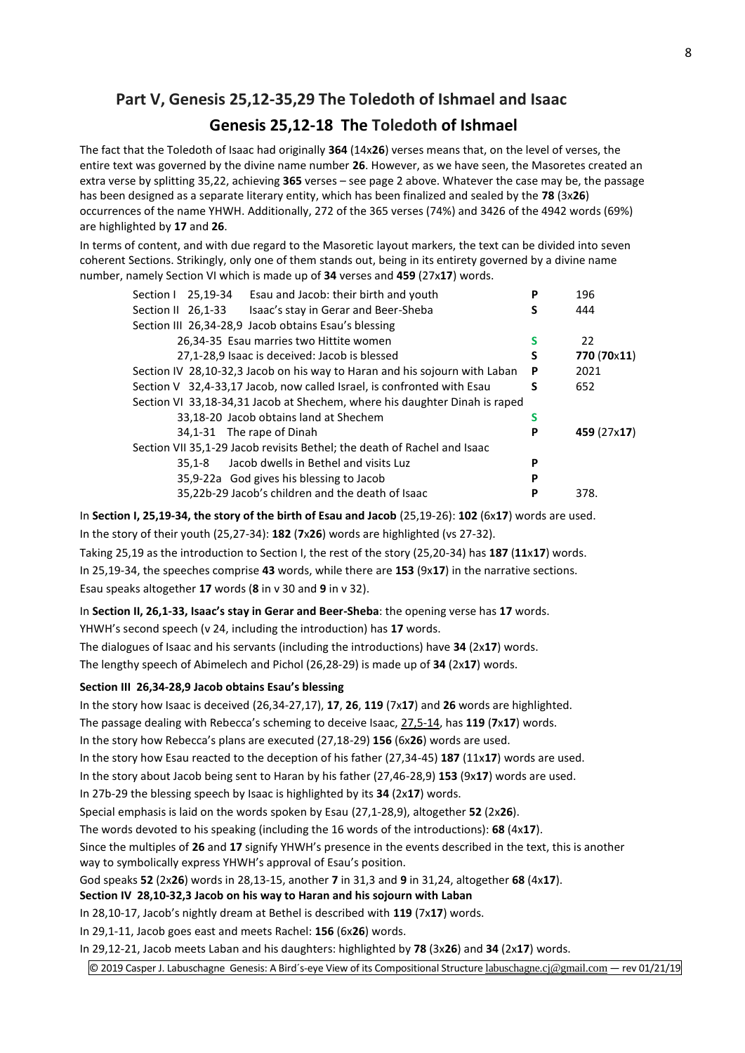## Part V, Genesis 25,12-35,29 The Toledoth of Ishmael and Isaac

## Genesis 25,12-18 The Toledoth of Ishmael

The fact that the Toledoth of Isaac had originally **364** (14x**26**) verses means that, on the level of verses, the entire text was governed by the divine name number **26**. However, as we have seen, the Masoretes created an extra verse by splitting 35,22, achieving **365** verses – see page 2 above. Whatever the case may be, the passage has been designed as a separate literary entity, which has been finalized and sealed by the **78** (3x**26**) occurrences of the name YHWH. Additionally, 272 of the 365 verses (74%) and 3426 of the 4942 words (69%) are highlighted by **17** and **26**.

In terms of content, and with due regard to the Masoretic layout markers, the text can be divided into seven coherent Sections. Strikingly, only one of them stands out, being in its entirety governed by a divine name number, namely Section VI which is made up of **34** verses and **459** (27x**17**) words.

| Section | | |
|---|---|---|
| Section I 25,19-34 Esau and Jacob: their birth and youth | P | 196 |
| Section II 26,1-33 Isaac's stay in Gerar and Beer-Sheba | S | 444 |
| Section III 26,34-28,9 Jacob obtains Esau's blessing | | |
| 26,34-35 Esau marries two Hittite women | S | 22 |
| 27,1-28,9 Isaac is deceived: Jacob is blessed | S | **770** (**70**x**11**) |
| Section IV 28,10-32,3 Jacob on his way to Haran and his sojourn with Laban | P | 2021 |
| Section V 32,4-33,17 Jacob, now called Israel, is confronted with Esau | S | 652 |
| Section VI 33,18-34,31 Jacob at Shechem, where his daughter Dinah is raped | | |
| 33,18-20 Jacob obtains land at Shechem | S | |
| 34,1-31 The rape of Dinah | P | **459** (27x**17**) |
| Section VII 35,1-29 Jacob revisits Bethel; the death of Rachel and Isaac | | |
| 35,1-8 Jacob dwells in Bethel and visits Luz | P | |
| 35,9-22a God gives his blessing to Jacob | P | |
| 35,22b-29 Jacob's children and the death of Isaac | P | 378. |

In **Section I, 25,19-34, the story of the birth of Esau and Jacob** (25,19-26): **102** (6x**17**) words are used.

In the story of their youth (25,27-34): **182** (**7**x**26**) words are highlighted (vs 27-32).

Taking 25,19 as the introduction to Section I, the rest of the story (25,20-34) has **187** (**11**x**17**) words.

In 25,19-34, the speeches comprise **43** words, while there are **153** (9x**17**) in the narrative sections.

Esau speaks altogether **17** words (**8** in v 30 and **9** in v 32).

In **Section II, 26,1-33, Isaac's stay in Gerar and Beer-Sheba**: the opening verse has **17** words.

YHWH's second speech (v 24, including the introduction) has **17** words.

The dialogues of Isaac and his servants (including the introductions) have **34** (2x**17**) words.

The lengthy speech of Abimelech and Pichol (26,28-29) is made up of **34** (2x**17**) words.

**Section III 26,34-28,9 Jacob obtains Esau's blessing**

In the story how Isaac is deceived (26,34-27,17), **17**, **26**, **119** (7x**17**) and **26** words are highlighted.

The passage dealing with Rebecca's scheming to deceive Isaac, 27,5-14, has **119** (**7**x**17**) words.

In the story how Rebecca's plans are executed (27,18-29) **156** (6x**26**) words are used.

In the story how Esau reacted to the deception of his father (27,34-45) **187** (11x**17**) words are used.

In the story about Jacob being sent to Haran by his father (27,46-28,9) **153** (9x**17**) words are used.

In 27b-29 the blessing speech by Isaac is highlighted by its **34** (2x**17**) words.

Special emphasis is laid on the words spoken by Esau (27,1-28,9), altogether **52** (2x**26**).

The words devoted to his speaking (including the 16 words of the introductions): **68** (4x**17**).

Since the multiples of **26** and **17** signify YHWH's presence in the events described in the text, this is another way to symbolically express YHWH's approval of Esau's position.

God speaks **52** (2x**26**) words in 28,13-15, another **7** in 31,3 and **9** in 31,24, altogether **68** (4x**17**).

**Section IV 28,10-32,3 Jacob on his way to Haran and his sojourn with Laban**

In 28,10-17, Jacob's nightly dream at Bethel is described with **119** (7x**17**) words.

In 29,1-11, Jacob goes east and meets Rachel: **156** (6x**26**) words.

In 29,12-21, Jacob meets Laban and his daughters: highlighted by **78** (3x**26**) and **34** (2x**17**) words.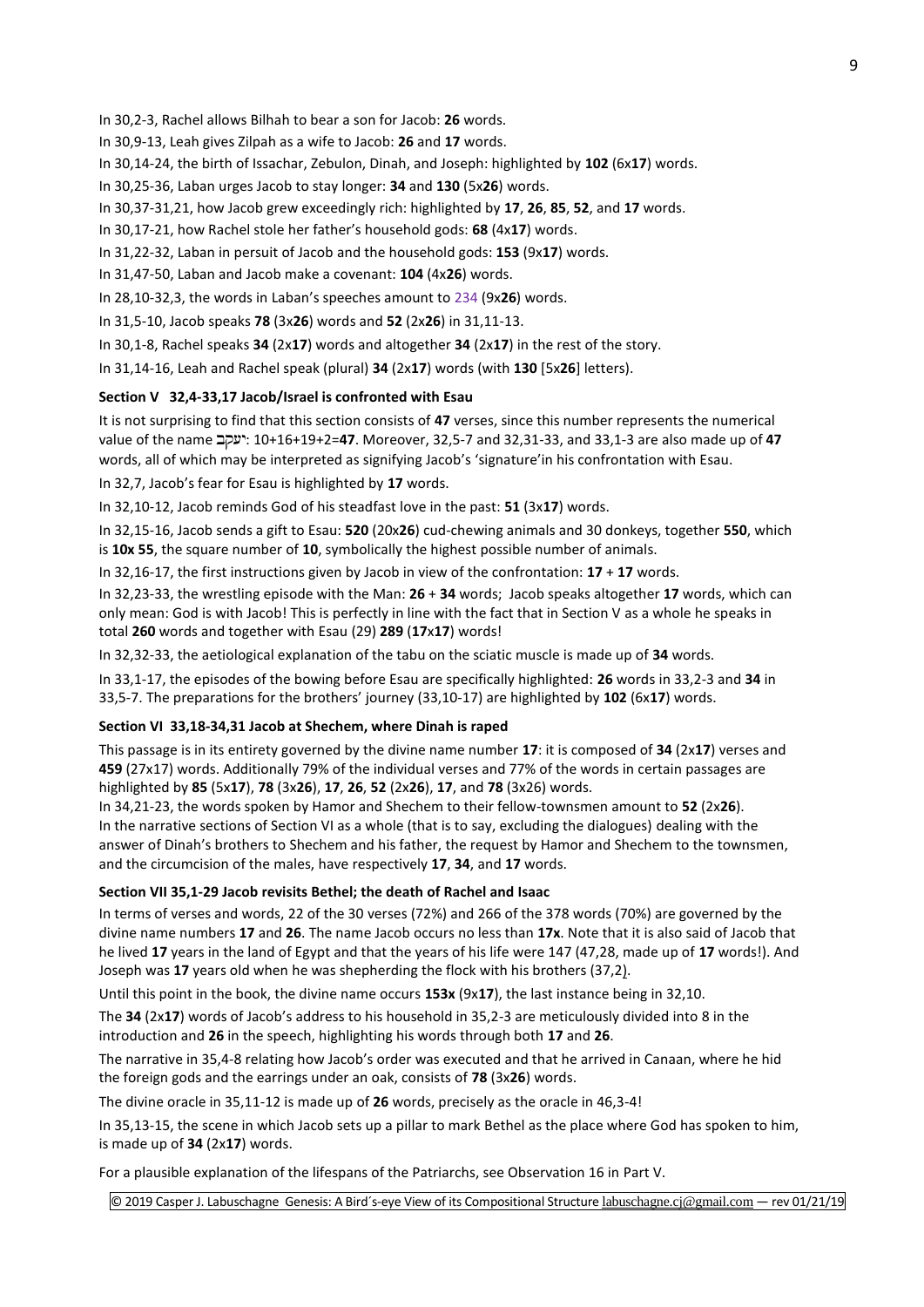In 30,2-3, Rachel allows Bilhah to bear a son for Jacob: **26** words.

In 30,9-13, Leah gives Zilpah as a wife to Jacob: **26** and **17** words.

In 30,14-24, the birth of Issachar, Zebulon, Dinah, and Joseph: highlighted by **102** (6x**17**) words.

In 30,25-36, Laban urges Jacob to stay longer: **34** and **130** (5x**26**) words.

In 30,37-31,21, how Jacob grew exceedingly rich: highlighted by **17**, **26**, **85**, **52**, and **17** words.

In 30,17-21, how Rachel stole her father's household gods: **68** (4x**17**) words.

In 31,22-32, Laban in persuit of Jacob and the household gods: **153** (9x**17**) words.

In 31,47-50, Laban and Jacob make a covenant: **104** (4x**26**) words.

In 28,10-32,3, the words in Laban's speeches amount to 234 (9x**26**) words.

In 31,5-10, Jacob speaks **78** (3x**26**) words and **52** (2x**26**) in 31,11-13.

In 30,1-8, Rachel speaks **34** (2x**17**) words and altogether **34** (2x**17**) in the rest of the story.

In 31,14-16, Leah and Rachel speak (plural) **34** (2x**17**) words (with **130** [5x**26**] letters).

### Section V 32,4-33,17 Jacob/Israel is confronted with Esau

It is not surprising to find that this section consists of **47** verses, since this number represents the numerical value of the name יעקב: 10+16+19+2=**47**. Moreover, 32,5-7 and 32,31-33, and 33,1-3 are also made up of **47** words, all of which may be interpreted as signifying Jacob's 'signature'in his confrontation with Esau.

In 32,7, Jacob's fear for Esau is highlighted by **17** words.

In 32,10-12, Jacob reminds God of his steadfast love in the past: **51** (3x**17**) words.

In 32,15-16, Jacob sends a gift to Esau: **520** (20x**26**) cud-chewing animals and 30 donkeys, together **550**, which is **10x 55**, the square number of **10**, symbolically the highest possible number of animals.

In 32,16-17, the first instructions given by Jacob in view of the confrontation: **17** + **17** words.

In 32,23-33, the wrestling episode with the Man: **26** + **34** words; Jacob speaks altogether **17** words, which can only mean: God is with Jacob! This is perfectly in line with the fact that in Section V as a whole he speaks in total **260** words and together with Esau (29) **289** (**17**x**17**) words!

In 32,32-33, the aetiological explanation of the tabu on the sciatic muscle is made up of **34** words.

In 33,1-17, the episodes of the bowing before Esau are specifically highlighted: **26** words in 33,2-3 and **34** in 33,5-7. The preparations for the brothers' journey (33,10-17) are highlighted by **102** (6x**17**) words.

### Section VI 33,18-34,31 Jacob at Shechem, where Dinah is raped

This passage is in its entirety governed by the divine name number **17**: it is composed of **34** (2x**17**) verses and **459** (27x17) words. Additionally 79% of the individual verses and 77% of the words in certain passages are highlighted by **85** (5x**17**), **78** (3x**26**), **17**, **26**, **52** (2x**26**), **17**, and **78** (3x26) words.

In 34,21-23, the words spoken by Hamor and Shechem to their fellow-townsmen amount to **52** (2x**26**).

In the narrative sections of Section VI as a whole (that is to say, excluding the dialogues) dealing with the answer of Dinah's brothers to Shechem and his father, the request by Hamor and Shechem to the townsmen, and the circumcision of the males, have respectively **17**, **34**, and **17** words.

### Section VII 35,1-29 Jacob revisits Bethel; the death of Rachel and Isaac

In terms of verses and words, 22 of the 30 verses (72%) and 266 of the 378 words (70%) are governed by the divine name numbers **17** and **26**. The name Jacob occurs no less than **17x**. Note that it is also said of Jacob that he lived **17** years in the land of Egypt and that the years of his life were 147 (47,28, made up of **17** words!). And Joseph was **17** years old when he was shepherding the flock with his brothers (37,2).

Until this point in the book, the divine name occurs **153x** (9x**17**), the last instance being in 32,10.

The **34** (2x**17**) words of Jacob's address to his household in 35,2-3 are meticulously divided into 8 in the introduction and **26** in the speech, highlighting his words through both **17** and **26**.

The narrative in 35,4-8 relating how Jacob's order was executed and that he arrived in Canaan, where he hid the foreign gods and the earrings under an oak, consists of **78** (3x**26**) words.

The divine oracle in 35,11-12 is made up of **26** words, precisely as the oracle in 46,3-4!

In 35,13-15, the scene in which Jacob sets up a pillar to mark Bethel as the place where God has spoken to him, is made up of **34** (2x**17**) words.

For a plausible explanation of the lifespans of the Patriarchs, see Observation 16 in Part V.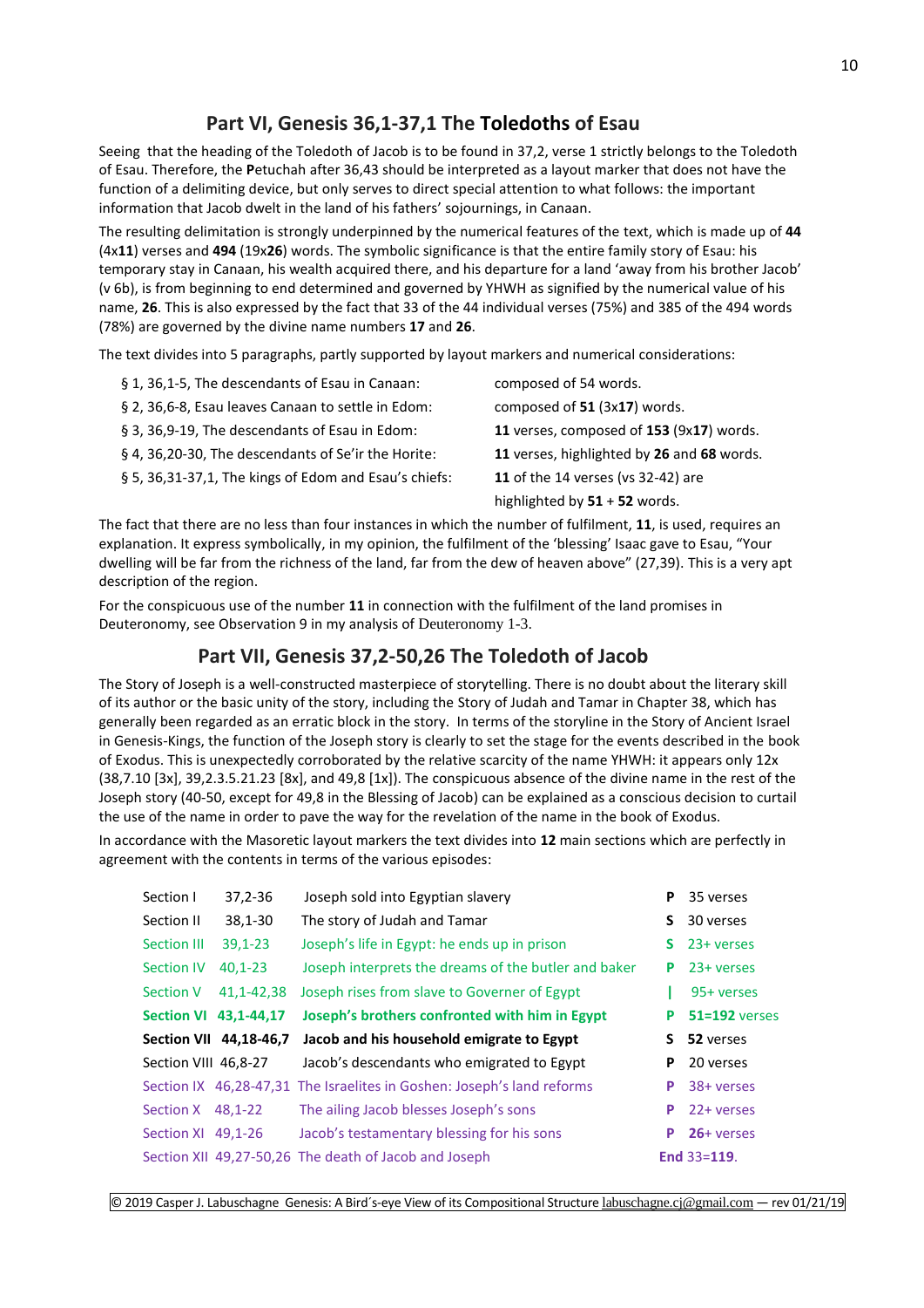## Part VI, Genesis 36,1-37,1 The **Toledoths** of Esau

Seeing that the heading of the Toledoth of Jacob is to be found in 37,2, verse 1 strictly belongs to the Toledoth of Esau. Therefore, the **P**etuchah after 36,43 should be interpreted as a layout marker that does not have the function of a delimiting device, but only serves to direct special attention to what follows: the important information that Jacob dwelt in the land of his fathers' sojournings, in Canaan.

The resulting delimitation is strongly underpinned by the numerical features of the text, which is made up of **44** (4x**11**) verses and **494** (19x**26**) words. The symbolic significance is that the entire family story of Esau: his temporary stay in Canaan, his wealth acquired there, and his departure for a land 'away from his brother Jacob' (v 6b), is from beginning to end determined and governed by YHWH as signified by the numerical value of his name, **26**. This is also expressed by the fact that 33 of the 44 individual verses (75%) and 385 of the 494 words (78%) are governed by the divine name numbers **17** and **26**.

The text divides into 5 paragraphs, partly supported by layout markers and numerical considerations:

| | |
|---|---|
| § 1, 36,1-5, The descendants of Esau in Canaan: | composed of 54 words. |
| § 2, 36,6-8, Esau leaves Canaan to settle in Edom: | composed of **51** (3x**17**) words. |
| § 3, 36,9-19, The descendants of Esau in Edom: | **11** verses, composed of **153** (9x**17**) words. |
| § 4, 36,20-30, The descendants of Se'ir the Horite: | **11** verses, highlighted by **26** and **68** words. |
| § 5, 36,31-37,1, The kings of Edom and Esau's chiefs: | **11** of the 14 verses (vs 32-42) are highlighted by **51** + **52** words. |

The fact that there are no less than four instances in which the number of fulfilment, **11**, is used, requires an explanation. It express symbolically, in my opinion, the fulfilment of the 'blessing' Isaac gave to Esau, "Your dwelling will be far from the richness of the land, far from the dew of heaven above" (27,39). This is a very apt description of the region.

For the conspicuous use of the number **11** in connection with the fulfilment of the land promises in Deuteronomy, see Observation 9 in my analysis of Deuteronomy 1-3.

## Part VII, Genesis 37,2-50,26 The Toledoth of Jacob

The Story of Joseph is a well-constructed masterpiece of storytelling. There is no doubt about the literary skill of its author or the basic unity of the story, including the Story of Judah and Tamar in Chapter 38, which has generally been regarded as an erratic block in the story. In terms of the storyline in the Story of Ancient Israel in Genesis-Kings, the function of the Joseph story is clearly to set the stage for the events described in the book of Exodus. This is unexpectedly corroborated by the relative scarcity of the name YHWH: it appears only 12x (38,7.10 [3x], 39,2.3.5.21.23 [8x], and 49,8 [1x]). The conspicuous absence of the divine name in the rest of the Joseph story (40-50, except for 49,8 in the Blessing of Jacob) can be explained as a conscious decision to curtail the use of the name in order to pave the way for the revelation of the name in the book of Exodus.

In accordance with the Masoretic layout markers the text divides into **12** main sections which are perfectly in agreement with the contents in terms of the various episodes:

| Section | Verses | Contents | Marker | Count |
|---|---|---|---|---|
| Section I | 37,2-36 | Joseph sold into Egyptian slavery | **P** | 35 verses |
| Section II | 38,1-30 | The story of Judah and Tamar | **S** | 30 verses |
| Section III | 39,1-23 | Joseph's life in Egypt: he ends up in prison | **S** | 23+ verses |
| Section IV | 40,1-23 | Joseph interprets the dreams of the butler and baker | **P** | 23+ verses |
| Section V | 41,1-42,38 | Joseph rises from slave to Governer of Egypt | **\|** | 95+ verses |
| **Section VI** | **43,1-44,17** | **Joseph's brothers confronted with him in Egypt** | **P** | **51=192** verses |
| **Section VII** | **44,18-46,7** | **Jacob and his household emigrate to Egypt** | **S** | **52** verses |
| Section VIII | 46,8-27 | Jacob's descendants who emigrated to Egypt | **P** | 20 verses |
| Section IX | 46,28-47,31 | The Israelites in Goshen: Joseph's land reforms | **P** | 38+ verses |
| Section X | 48,1-22 | The ailing Jacob blesses Joseph's sons | **P** | 22+ verses |
| Section XI | 49,1-26 | Jacob's testamentary blessing for his sons | **P** | **26**+ verses |
| Section XII | 49,27-50,26 | The death of Jacob and Joseph | **End** | 33=**119**. |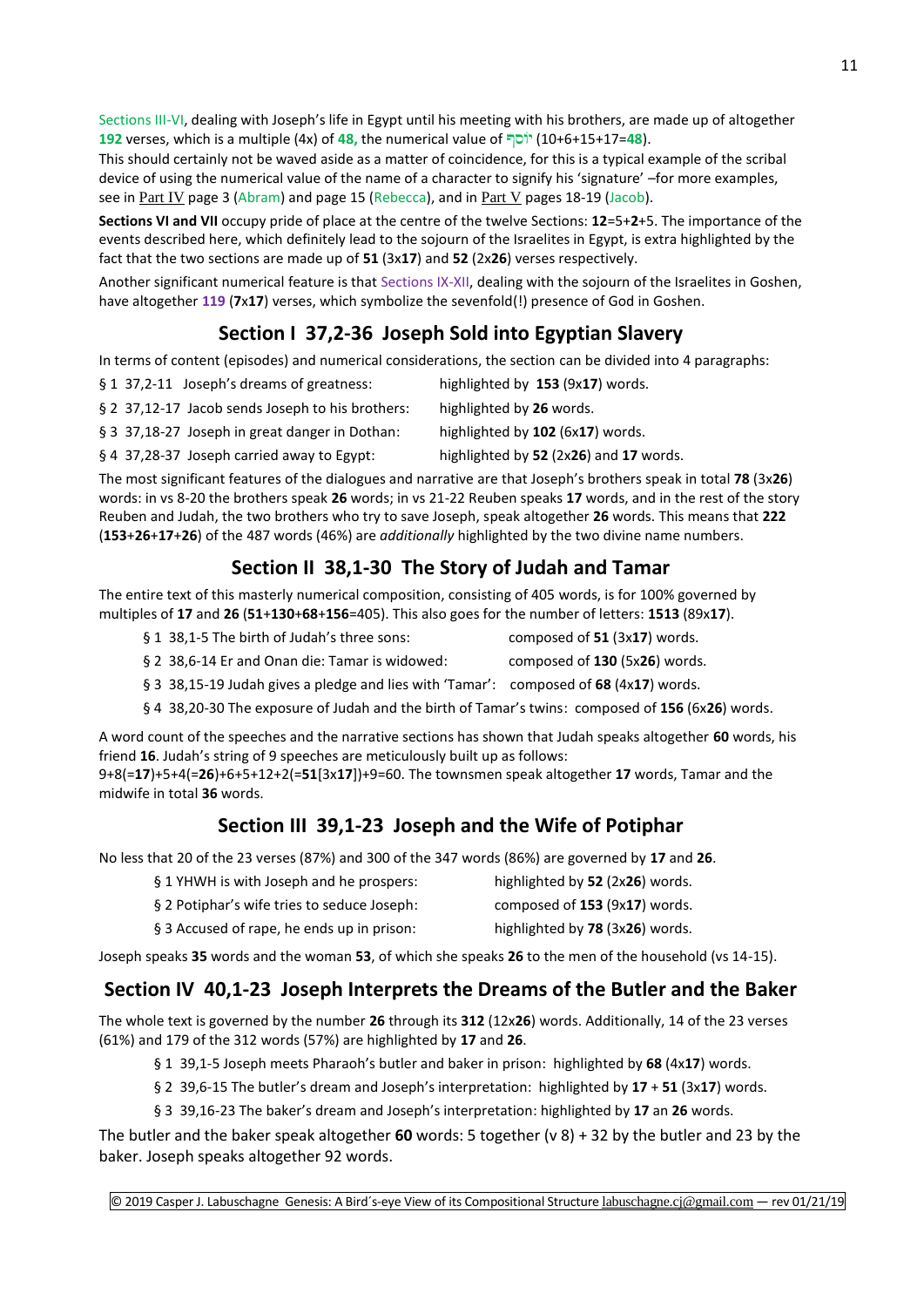Sections III-VI, dealing with Joseph's life in Egypt until his meeting with his brothers, are made up of altogether **192** verses, which is a multiple (4x) of **48,** the numerical value of יוסף (10+6+15+17=**48**).
This should certainly not be waved aside as a matter of coincidence, for this is a typical example of the scribal device of using the numerical value of the name of a character to signify his 'signature' –for more examples, see in Part IV page 3 (Abram) and page 15 (Rebecca), and in Part V pages 18-19 (Jacob).

**Sections VI and VII** occupy pride of place at the centre of the twelve Sections: **12**=5+**2**+5. The importance of the events described here, which definitely lead to the sojourn of the Israelites in Egypt, is extra highlighted by the fact that the two sections are made up of **51** (3x**17**) and **52** (2x**26**) verses respectively.

Another significant numerical feature is that Sections IX-XII, dealing with the sojourn of the Israelites in Goshen, have altogether **119** (**7**x**17**) verses, which symbolize the sevenfold(!) presence of God in Goshen.

## Section I 37,2-36 Joseph Sold into Egyptian Slavery

In terms of content (episodes) and numerical considerations, the section can be divided into 4 paragraphs:

§ 1 37,2-11 Joseph's dreams of greatness: highlighted by **153** (9x**17**) words.
§ 2 37,12-17 Jacob sends Joseph to his brothers: highlighted by **26** words.
§ 3 37,18-27 Joseph in great danger in Dothan: highlighted by **102** (6x**17**) words.
§ 4 37,28-37 Joseph carried away to Egypt: highlighted by **52** (2x**26**) and **17** words.

The most significant features of the dialogues and narrative are that Joseph's brothers speak in total **78** (3x**26**) words: in vs 8-20 the brothers speak **26** words; in vs 21-22 Reuben speaks **17** words, and in the rest of the story Reuben and Judah, the two brothers who try to save Joseph, speak altogether **26** words. This means that **222** (**153**+**26**+**17**+**26**) of the 487 words (46%) are *additionally* highlighted by the two divine name numbers.

## Section II 38,1-30 The Story of Judah and Tamar

The entire text of this masterly numerical composition, consisting of 405 words, is for 100% governed by multiples of **17** and **26** (**51**+**130**+**68**+**156**=405). This also goes for the number of letters: **1513** (89x**17**).

§ 1 38,1-5 The birth of Judah's three sons: composed of **51** (3x**17**) words.
§ 2 38,6-14 Er and Onan die: Tamar is widowed: composed of **130** (5x**26**) words.
§ 3 38,15-19 Judah gives a pledge and lies with 'Tamar': composed of **68** (4x**17**) words.
§ 4 38,20-30 The exposure of Judah and the birth of Tamar's twins: composed of **156** (6x**26**) words.

A word count of the speeches and the narrative sections has shown that Judah speaks altogether **60** words, his friend **16**. Judah's string of 9 speeches are meticulously built up as follows:
9+8(=**17**)+5+4(=**26**)+6+5+12+2(=**51**[3x**17**])+9=60. The townsmen speak altogether **17** words, Tamar and the midwife in total **36** words.

## Section III 39,1-23 Joseph and the Wife of Potiphar

No less that 20 of the 23 verses (87%) and 300 of the 347 words (86%) are governed by **17** and **26**.

§ 1 YHWH is with Joseph and he prospers: highlighted by **52** (2x**26**) words.
§ 2 Potiphar's wife tries to seduce Joseph: composed of **153** (9x**17**) words.
§ 3 Accused of rape, he ends up in prison: highlighted by **78** (3x**26**) words.

Joseph speaks **35** words and the woman **53**, of which she speaks **26** to the men of the household (vs 14-15).

## Section IV 40,1-23 Joseph Interprets the Dreams of the Butler and the Baker

The whole text is governed by the number **26** through its **312** (12x**26**) words. Additionally, 14 of the 23 verses (61%) and 179 of the 312 words (57%) are highlighted by **17** and **26**.

§ 1 39,1-5 Joseph meets Pharaoh's butler and baker in prison: highlighted by **68** (4x**17**) words.
§ 2 39,6-15 The butler's dream and Joseph's interpretation: highlighted by **17** + **51** (3x**17**) words.
§ 3 39,16-23 The baker's dream and Joseph's interpretation: highlighted by **17** an **26** words.

The butler and the baker speak altogether **60** words: 5 together (v 8) + 32 by the butler and 23 by the baker. Joseph speaks altogether 92 words.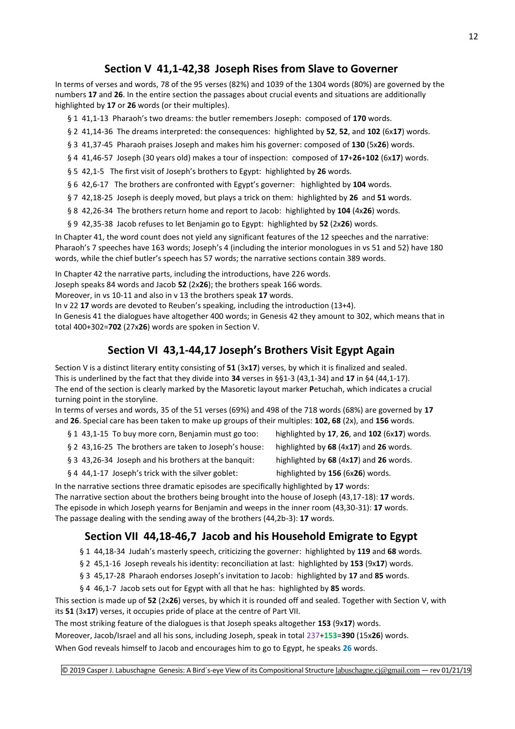## Section V 41,1-42,38 Joseph Rises from Slave to Governer

In terms of verses and words, 78 of the 95 verses (82%) and 1039 of the 1304 words (80%) are governed by the numbers **17** and **26**. In the entire section the passages about crucial events and situations are additionally highlighted by **17** or **26** words (or their multiples).

- § 1 41,1-13 Pharaoh's two dreams: the butler remembers Joseph: composed of **170** words.
- § 2 41,14-36 The dreams interpreted: the consequences: highlighted by **52**, **52**, and **102** (6x**17**) words.
- § 3 41,37-45 Pharaoh praises Joseph and makes him his governer: composed of **130** (5x**26**) words.
- § 4 41,46-57 Joseph (30 years old) makes a tour of inspection: composed of **17**+**26**+**102** (6x**17**) words.
- § 5 42,1-5 The first visit of Joseph's brothers to Egypt: highlighted by **26** words.
- § 6 42,6-17 The brothers are confronted with Egypt's governer: highlighted by **104** words.
- § 7 42,18-25 Joseph is deeply moved, but plays a trick on them: highlighted by **26** and **51** words.
- § 8 42,26-34 The brothers return home and report to Jacob: highlighted by **104** (4x**26**) words.
- § 9 42,35-38 Jacob refuses to let Benjamin go to Egypt: highlighted by **52** (2x**26**) words.

In Chapter 41, the word count does not yield any significant features of the 12 speeches and the narrative: Pharaoh's 7 speeches have 163 words; Joseph's 4 (including the interior monologues in vs 51 and 52) have 180 words, while the chief butler's speech has 57 words; the narrative sections contain 389 words.

In Chapter 42 the narrative parts, including the introductions, have 226 words.
Joseph speaks 84 words and Jacob **52** (2x**26**); the brothers speak 166 words.
Moreover, in vs 10-11 and also in v 13 the brothers speak **17** words.
In v 22 **17** words are devoted to Reuben's speaking, including the introduction (13+4).
In Genesis 41 the dialogues have altogether 400 words; in Genesis 42 they amount to 302, which means that in total 400+302=**702** (27x**26**) words are spoken in Section V.

## Section VI 43,1-44,17 Joseph's Brothers Visit Egypt Again

Section V is a distinct literary entity consisting of **51** (3x**17**) verses, by which it is finalized and sealed.
This is underlined by the fact that they divide into **34** verses in §§1-3 (43,1-34) and **17** in §4 (44,1-17).
The end of the section is clearly marked by the Masoretic layout marker **P**etuchah, which indicates a crucial turning point in the storyline.
In terms of verses and words, 35 of the 51 verses (69%) and 498 of the 718 words (68%) are governed by **17** and **26**. Special care has been taken to make up groups of their multiples: **102, 68** (2x), and **156** words.

- § 1 43,1-15 To buy more corn, Benjamin must go too: highlighted by **17**, **26**, and **102** (6x**17**) words.
- § 2 43,16-25 The brothers are taken to Joseph's house: highlighted by **68** (4x**17**) and **26** words.
- § 3 43,26-34 Joseph and his brothers at the banquit: highlighted by **68** (4x**17**) and **26** words.
- § 4 44,1-17 Joseph's trick with the silver goblet: highlighted by **156** (6x**26**) words.

In the narrative sections three dramatic episodes are specifically highlighted by **17** words:
The narrative section about the brothers being brought into the house of Joseph (43,17-18): **17** words.
The episode in which Joseph yearns for Benjamin and weeps in the inner room (43,30-31): **17** words.
The passage dealing with the sending away of the brothers (44,2b-3): **17** words.

## Section VII 44,18-46,7 Jacob and his Household Emigrate to Egypt

- § 1 44,18-34 Judah's masterly speech, criticizing the governer: highlighted by **119** and **68** words.
- § 2 45,1-16 Joseph reveals his identity: reconciliation at last: highlighted by **153** (9x**17**) words.
- § 3 45,17-28 Pharaoh endorses Joseph's invitation to Jacob: highlighted by **17** and **85** words.
- § 4 46,1-7 Jacob sets out for Egypt with all that he has: highlighted by **85** words.

This section is made up of **52** (2x**26**) verses, by which it is rounded off and sealed. Together with Section V, with its **51** (3x**17**) verses, it occupies pride of place at the centre of Part VII.
The most striking feature of the dialogues is that Joseph speaks altogether **153** (9x**17**) words.
Moreover, Jacob/Israel and all his sons, including Joseph, speak in total 237+**153**=**390** (15x**26**) words.
When God reveals himself to Jacob and encourages him to go to Egypt, he speaks **26** words.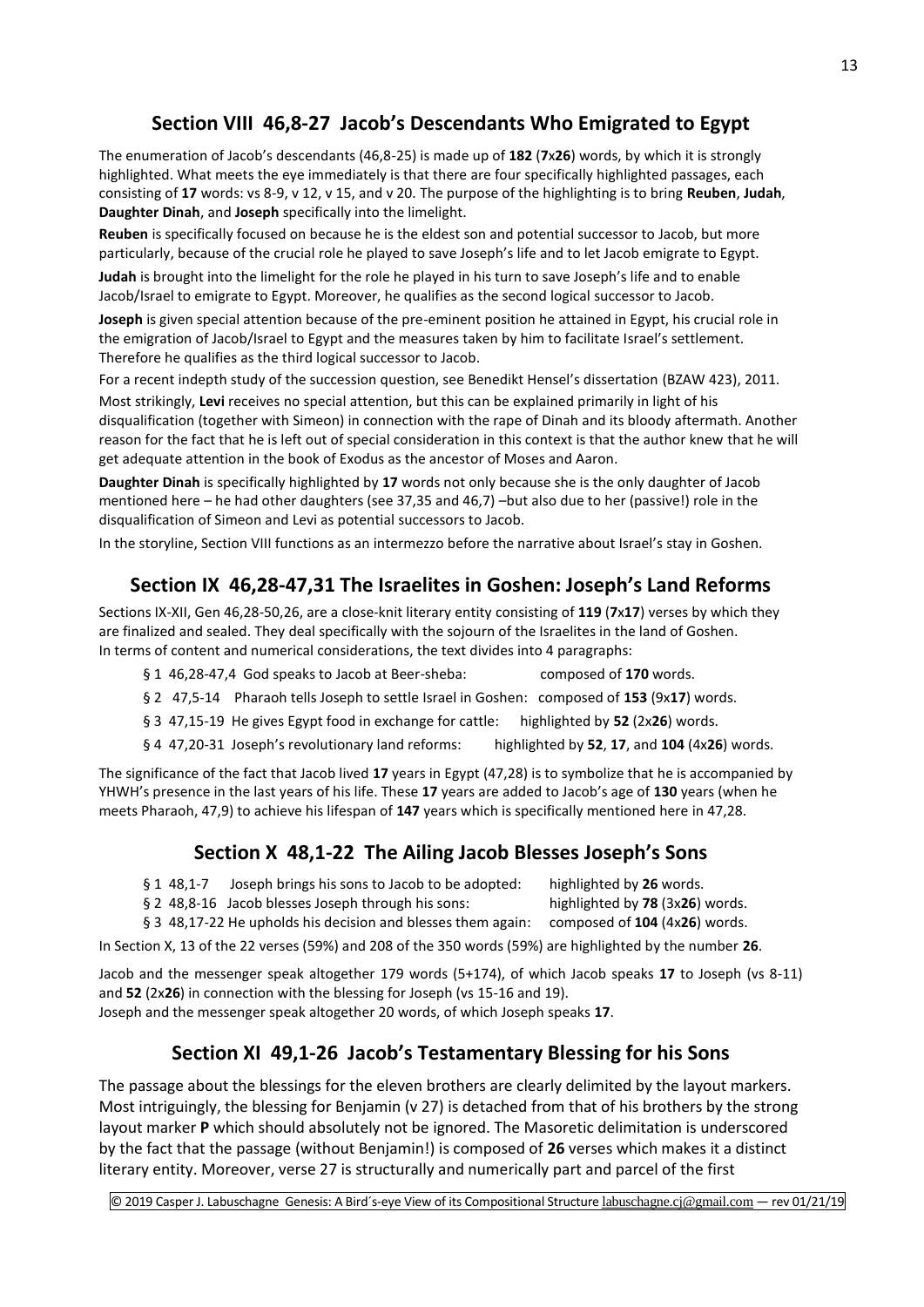## Section VIII 46,8-27 Jacob's Descendants Who Emigrated to Egypt

The enumeration of Jacob's descendants (46,8-25) is made up of **182** (**7**x**26**) words, by which it is strongly highlighted. What meets the eye immediately is that there are four specifically highlighted passages, each consisting of **17** words: vs 8-9, v 12, v 15, and v 20. The purpose of the highlighting is to bring **Reuben**, **Judah**, **Daughter Dinah**, and **Joseph** specifically into the limelight.

**Reuben** is specifically focused on because he is the eldest son and potential successor to Jacob, but more particularly, because of the crucial role he played to save Joseph's life and to let Jacob emigrate to Egypt.

**Judah** is brought into the limelight for the role he played in his turn to save Joseph's life and to enable Jacob/Israel to emigrate to Egypt. Moreover, he qualifies as the second logical successor to Jacob.

**Joseph** is given special attention because of the pre-eminent position he attained in Egypt, his crucial role in the emigration of Jacob/Israel to Egypt and the measures taken by him to facilitate Israel's settlement. Therefore he qualifies as the third logical successor to Jacob.

For a recent indepth study of the succession question, see Benedikt Hensel's dissertation (BZAW 423), 2011.

Most strikingly, **Levi** receives no special attention, but this can be explained primarily in light of his disqualification (together with Simeon) in connection with the rape of Dinah and its bloody aftermath. Another reason for the fact that he is left out of special consideration in this context is that the author knew that he will get adequate attention in the book of Exodus as the ancestor of Moses and Aaron.

**Daughter Dinah** is specifically highlighted by **17** words not only because she is the only daughter of Jacob mentioned here – he had other daughters (see 37,35 and 46,7) –but also due to her (passive!) role in the disqualification of Simeon and Levi as potential successors to Jacob.

In the storyline, Section VIII functions as an intermezzo before the narrative about Israel's stay in Goshen.

## Section IX 46,28-47,31 The Israelites in Goshen: Joseph's Land Reforms

Sections IX-XII, Gen 46,28-50,26, are a close-knit literary entity consisting of **119** (**7**x**17**) verses by which they are finalized and sealed. They deal specifically with the sojourn of the Israelites in the land of Goshen. In terms of content and numerical considerations, the text divides into 4 paragraphs:

- § 1 46,28-47,4 God speaks to Jacob at Beer-sheba: composed of **170** words.
- § 2 47,5-14 Pharaoh tells Joseph to settle Israel in Goshen: composed of **153** (9x**17**) words.
- § 3 47,15-19 He gives Egypt food in exchange for cattle: highlighted by **52** (2x**26**) words.
- § 4 47,20-31 Joseph's revolutionary land reforms: highlighted by **52**, **17**, and **104** (4x**26**) words.

The significance of the fact that Jacob lived **17** years in Egypt (47,28) is to symbolize that he is accompanied by YHWH's presence in the last years of his life. These **17** years are added to Jacob's age of **130** years (when he meets Pharaoh, 47,9) to achieve his lifespan of **147** years which is specifically mentioned here in 47,28.

## Section X 48,1-22 The Ailing Jacob Blesses Joseph's Sons

- § 1 48,1-7 Joseph brings his sons to Jacob to be adopted: highlighted by **26** words.
- § 2 48,8-16 Jacob blesses Joseph through his sons: highlighted by **78** (3x**26**) words.
- § 3 48,17-22 He upholds his decision and blesses them again: composed of **104** (4x**26**) words.

In Section X, 13 of the 22 verses (59%) and 208 of the 350 words (59%) are highlighted by the number **26**.

Jacob and the messenger speak altogether 179 words (5+174), of which Jacob speaks **17** to Joseph (vs 8-11) and **52** (2x**26**) in connection with the blessing for Joseph (vs 15-16 and 19).
Joseph and the messenger speak altogether 20 words, of which Joseph speaks **17**.

## Section XI 49,1-26 Jacob's Testamentary Blessing for his Sons

The passage about the blessings for the eleven brothers are clearly delimited by the layout markers. Most intriguingly, the blessing for Benjamin (v 27) is detached from that of his brothers by the strong layout marker **P** which should absolutely not be ignored. The Masoretic delimitation is underscored by the fact that the passage (without Benjamin!) is composed of **26** verses which makes it a distinct literary entity. Moreover, verse 27 is structurally and numerically part and parcel of the first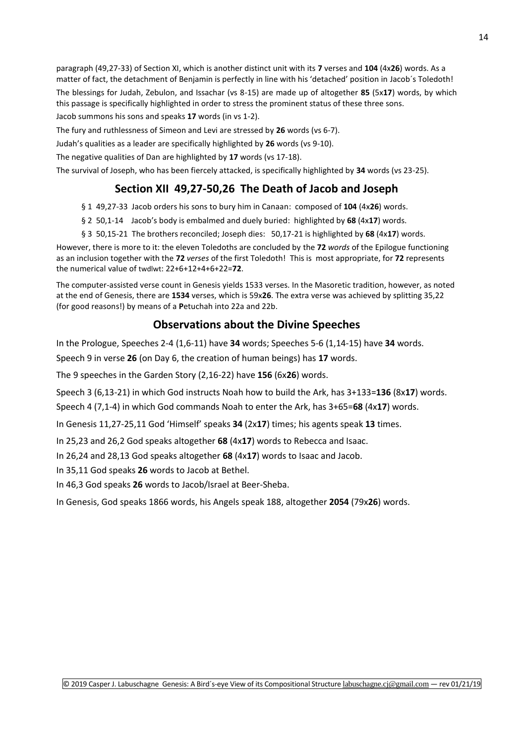paragraph (49,27-33) of Section XI, which is another distinct unit with its **7** verses and **104** (4x**26**) words. As a matter of fact, the detachment of Benjamin is perfectly in line with his 'detached' position in Jacob´s Toledoth!

The blessings for Judah, Zebulon, and Issachar (vs 8-15) are made up of altogether **85** (5x**17**) words, by which this passage is specifically highlighted in order to stress the prominent status of these three sons.

Jacob summons his sons and speaks **17** words (in vs 1-2).

The fury and ruthlessness of Simeon and Levi are stressed by **26** words (vs 6-7).

Judah's qualities as a leader are specifically highlighted by **26** words (vs 9-10).

The negative qualities of Dan are highlighted by **17** words (vs 17-18).

The survival of Joseph, who has been fiercely attacked, is specifically highlighted by **34** words (vs 23-25).

## Section XII 49,27-50,26 The Death of Jacob and Joseph

§ 1 49,27-33 Jacob orders his sons to bury him in Canaan: composed of **104** (4x**26**) words.

§ 2 50,1-14 Jacob's body is embalmed and duely buried: highlighted by **68** (4x**17**) words.

§ 3 50,15-21 The brothers reconciled; Joseph dies: 50,17-21 is highlighted by **68** (4x**17**) words.

However, there is more to it: the eleven Toledoths are concluded by the **72** *words* of the Epilogue functioning as an inclusion together with the **72** *verses* of the first Toledoth! This is most appropriate, for **72** represents the numerical value of twdlwt: 22+6+12+4+6+22=**72**.

The computer-assisted verse count in Genesis yields 1533 verses. In the Masoretic tradition, however, as noted at the end of Genesis, there are **1534** verses, which is 59x**26**. The extra verse was achieved by splitting 35,22 (for good reasons!) by means of a **P**etuchah into 22a and 22b.

## Observations about the Divine Speeches

In the Prologue, Speeches 2-4 (1,6-11) have **34** words; Speeches 5-6 (1,14-15) have **34** words.

Speech 9 in verse **26** (on Day 6, the creation of human beings) has **17** words.

The 9 speeches in the Garden Story (2,16-22) have **156** (6x**26**) words.

Speech 3 (6,13-21) in which God instructs Noah how to build the Ark, has 3+133=**136** (8x**17**) words.

Speech 4 (7,1-4) in which God commands Noah to enter the Ark, has 3+65=**68** (4x**17**) words.

In Genesis 11,27-25,11 God 'Himself' speaks **34** (2x**17**) times; his agents speak **13** times.

In 25,23 and 26,2 God speaks altogether **68** (4x**17**) words to Rebecca and Isaac.

In 26,24 and 28,13 God speaks altogether **68** (4x**17**) words to Isaac and Jacob.

In 35,11 God speaks **26** words to Jacob at Bethel.

In 46,3 God speaks **26** words to Jacob/Israel at Beer-Sheba.

In Genesis, God speaks 1866 words, his Angels speak 188, altogether **2054** (79x**26**) words.